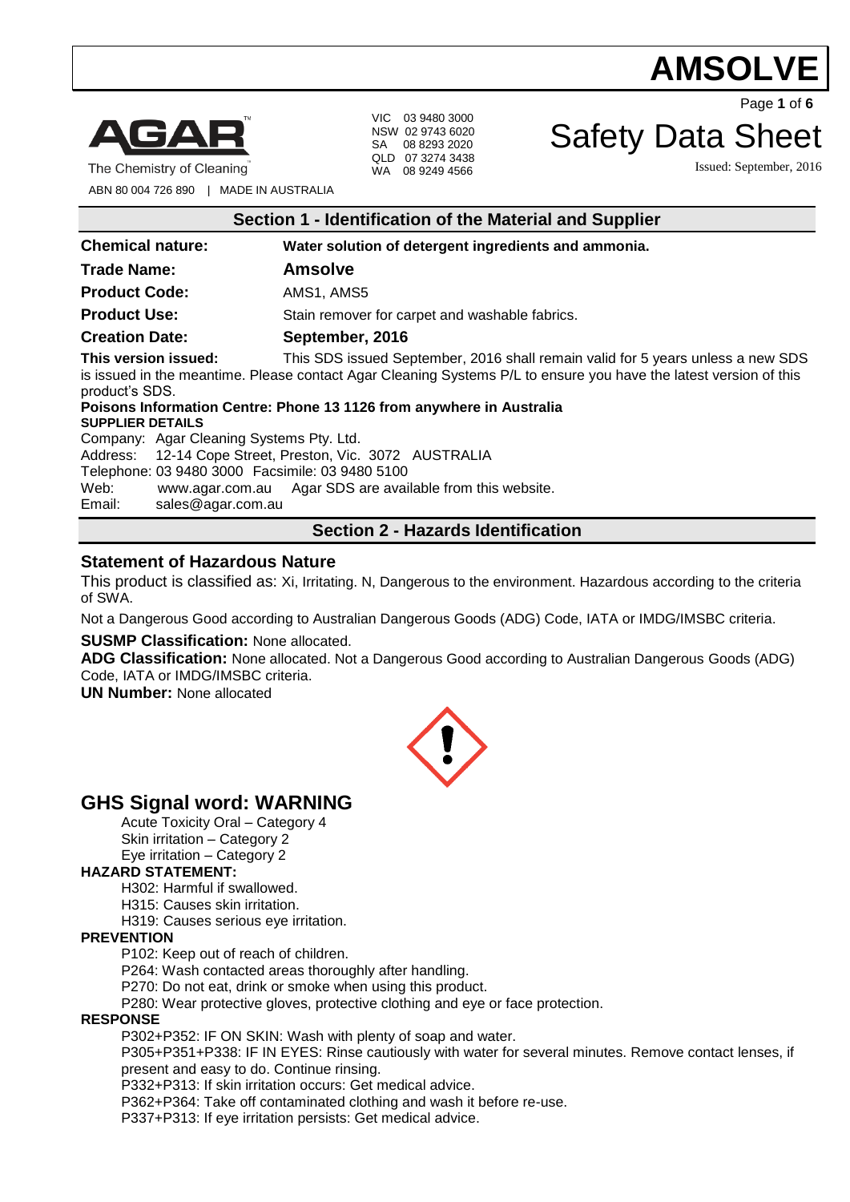# AMSOLVE

AGAR
The Chemistry of Cleaning

ABN 80 004 726 890 | MADE IN AUSTRALIA

VIC 03 9480 3000
NSW 02 9743 6020
SA 08 8293 2020
QLD 07 3274 3438
WA 08 9249 4566

# Safety Data Sheet

Issued: September, 2016

## Section 1 - Identification of the Material and Supplier

**Chemical nature:** **Water solution of detergent ingredients and ammonia.**

**Trade Name:** **Amsolve**

**Product Code:** AMS1, AMS5

**Product Use:** Stain remover for carpet and washable fabrics.

**Creation Date:** **September, 2016**

**This version issued:** This SDS issued September, 2016 shall remain valid for 5 years unless a new SDS is issued in the meantime. Please contact Agar Cleaning Systems P/L to ensure you have the latest version of this product's SDS.

**Poisons Information Centre: Phone 13 1126 from anywhere in Australia**

**SUPPLIER DETAILS**

Company: Agar Cleaning Systems Pty. Ltd.
Address: 12-14 Cope Street, Preston, Vic. 3072 AUSTRALIA
Telephone: 03 9480 3000 Facsimile: 03 9480 5100
Web: www.agar.com.au Agar SDS are available from this website.
Email: sales@agar.com.au

## Section 2 - Hazards Identification

### Statement of Hazardous Nature

This product is classified as: Xi, Irritating. N, Dangerous to the environment. Hazardous according to the criteria of SWA.

Not a Dangerous Good according to Australian Dangerous Goods (ADG) Code, IATA or IMDG/IMSBC criteria.

**SUSMP Classification:** None allocated.

**ADG Classification:** None allocated. Not a Dangerous Good according to Australian Dangerous Goods (ADG) Code, IATA or IMDG/IMSBC criteria.

**UN Number:** None allocated

## GHS Signal word: WARNING

Acute Toxicity Oral – Category 4
Skin irritation – Category 2
Eye irritation – Category 2

**HAZARD STATEMENT:**

H302: Harmful if swallowed.
H315: Causes skin irritation.
H319: Causes serious eye irritation.

**PREVENTION**

P102: Keep out of reach of children.
P264: Wash contacted areas thoroughly after handling.
P270: Do not eat, drink or smoke when using this product.
P280: Wear protective gloves, protective clothing and eye or face protection.

**RESPONSE**

P302+P352: IF ON SKIN: Wash with plenty of soap and water.
P305+P351+P338: IF IN EYES: Rinse cautiously with water for several minutes. Remove contact lenses, if present and easy to do. Continue rinsing.
P332+P313: If skin irritation occurs: Get medical advice.
P362+P364: Take off contaminated clothing and wash it before re-use.
P337+P313: If eye irritation persists: Get medical advice.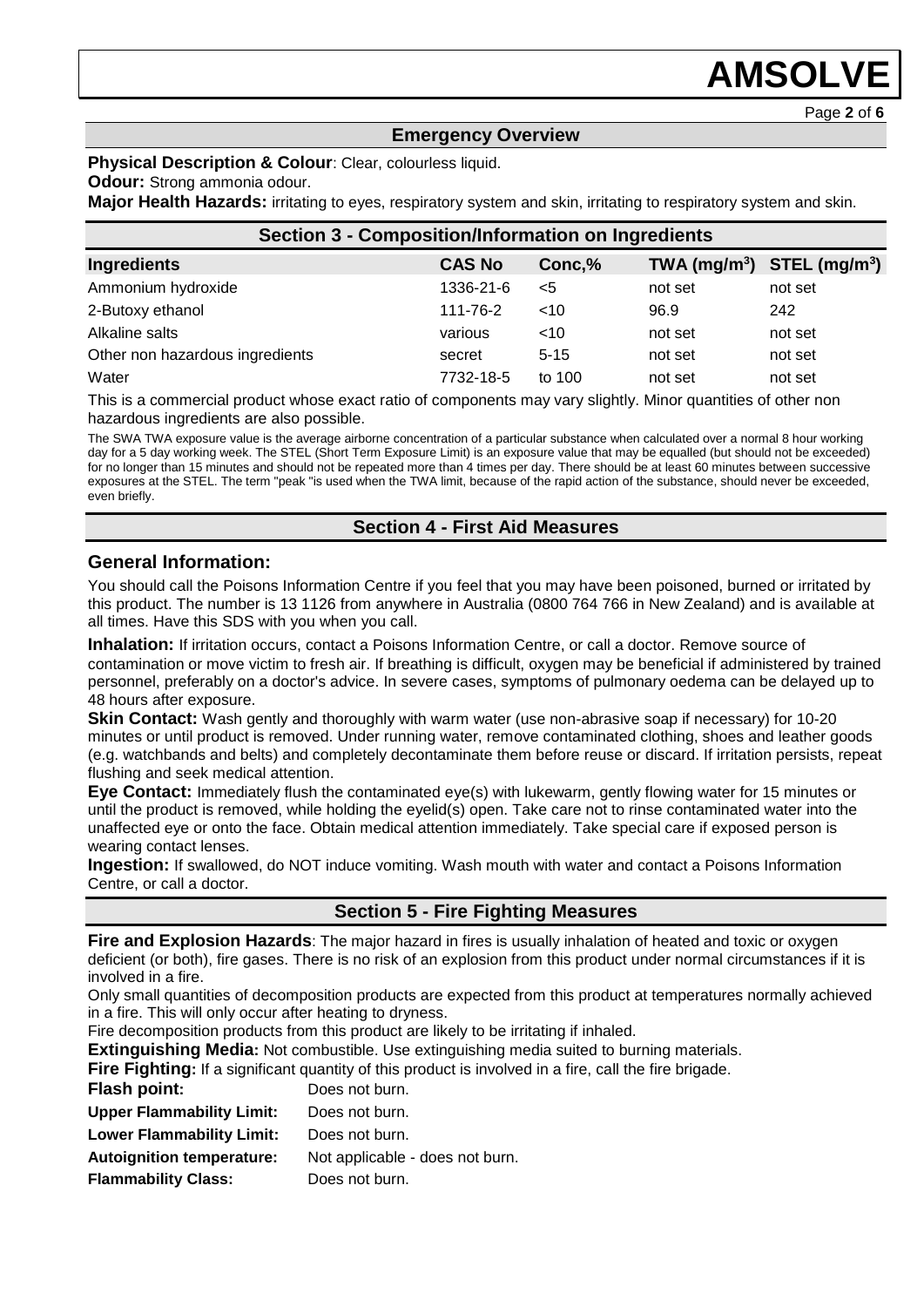## Emergency Overview

**Physical Description & Colour**: Clear, colourless liquid.

**Odour:** Strong ammonia odour.

**Major Health Hazards:** irritating to eyes, respiratory system and skin, irritating to respiratory system and skin.

## Section 3 - Composition/Information on Ingredients

| Ingredients | CAS No | Conc,% | TWA ($mg/m^3$) | STEL ($mg/m^3$) |
|---|---|---|---|---|
| Ammonium hydroxide | 1336-21-6 | <5 | not set | not set |
| 2-Butoxy ethanol | 111-76-2 | <10 | 96.9 | 242 |
| Alkaline salts | various | <10 | not set | not set |
| Other non hazardous ingredients | secret | 5-15 | not set | not set |
| Water | 7732-18-5 | to 100 | not set | not set |

This is a commercial product whose exact ratio of components may vary slightly. Minor quantities of other non hazardous ingredients are also possible.

The SWA TWA exposure value is the average airborne concentration of a particular substance when calculated over a normal 8 hour working day for a 5 day working week. The STEL (Short Term Exposure Limit) is an exposure value that may be equalled (but should not be exceeded) for no longer than 15 minutes and should not be repeated more than 4 times per day. There should be at least 60 minutes between successive exposures at the STEL. The term "peak "is used when the TWA limit, because of the rapid action of the substance, should never be exceeded, even briefly.

## Section 4 - First Aid Measures

### General Information:

You should call the Poisons Information Centre if you feel that you may have been poisoned, burned or irritated by this product. The number is 13 1126 from anywhere in Australia (0800 764 766 in New Zealand) and is available at all times. Have this SDS with you when you call.

**Inhalation:** If irritation occurs, contact a Poisons Information Centre, or call a doctor. Remove source of contamination or move victim to fresh air. If breathing is difficult, oxygen may be beneficial if administered by trained personnel, preferably on a doctor's advice. In severe cases, symptoms of pulmonary oedema can be delayed up to 48 hours after exposure.

**Skin Contact:** Wash gently and thoroughly with warm water (use non-abrasive soap if necessary) for 10-20 minutes or until product is removed. Under running water, remove contaminated clothing, shoes and leather goods (e.g. watchbands and belts) and completely decontaminate them before reuse or discard. If irritation persists, repeat flushing and seek medical attention.

**Eye Contact:** Immediately flush the contaminated eye(s) with lukewarm, gently flowing water for 15 minutes or until the product is removed, while holding the eyelid(s) open. Take care not to rinse contaminated water into the unaffected eye or onto the face. Obtain medical attention immediately. Take special care if exposed person is wearing contact lenses.

**Ingestion:** If swallowed, do NOT induce vomiting. Wash mouth with water and contact a Poisons Information Centre, or call a doctor.

## Section 5 - Fire Fighting Measures

**Fire and Explosion Hazards**: The major hazard in fires is usually inhalation of heated and toxic or oxygen deficient (or both), fire gases. There is no risk of an explosion from this product under normal circumstances if it is involved in a fire.

Only small quantities of decomposition products are expected from this product at temperatures normally achieved in a fire. This will only occur after heating to dryness.

Fire decomposition products from this product are likely to be irritating if inhaled.

**Extinguishing Media:** Not combustible. Use extinguishing media suited to burning materials.

**Fire Fighting:** If a significant quantity of this product is involved in a fire, call the fire brigade.

**Flash point:** Does not burn.

**Upper Flammability Limit:** Does not burn.

**Lower Flammability Limit:** Does not burn.

**Autoignition temperature:** Not applicable - does not burn.

**Flammability Class:** Does not burn.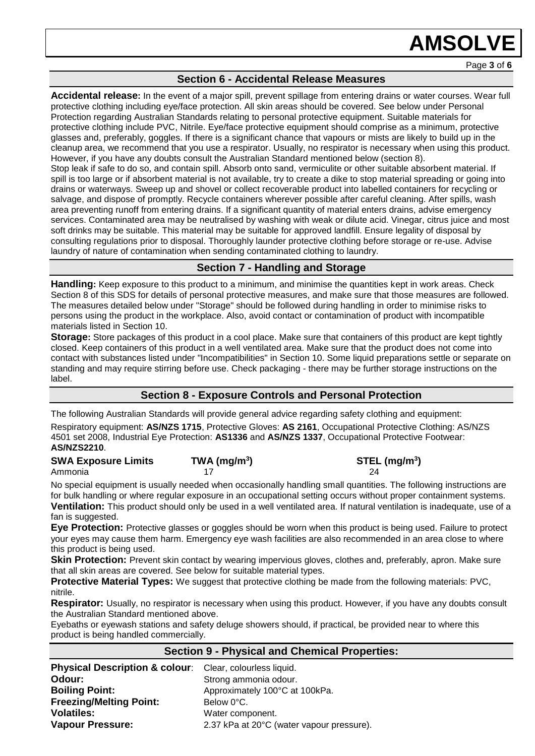## Section 6 - Accidental Release Measures

**Accidental release:** In the event of a major spill, prevent spillage from entering drains or water courses. Wear full protective clothing including eye/face protection. All skin areas should be covered. See below under Personal Protection regarding Australian Standards relating to personal protective equipment. Suitable materials for protective clothing include PVC, Nitrile. Eye/face protective equipment should comprise as a minimum, protective glasses and, preferably, goggles. If there is a significant chance that vapours or mists are likely to build up in the cleanup area, we recommend that you use a respirator. Usually, no respirator is necessary when using this product. However, if you have any doubts consult the Australian Standard mentioned below (section 8).
Stop leak if safe to do so, and contain spill. Absorb onto sand, vermiculite or other suitable absorbent material. If spill is too large or if absorbent material is not available, try to create a dike to stop material spreading or going into drains or waterways. Sweep up and shovel or collect recoverable product into labelled containers for recycling or salvage, and dispose of promptly. Recycle containers wherever possible after careful cleaning. After spills, wash area preventing runoff from entering drains. If a significant quantity of material enters drains, advise emergency services. Contaminated area may be neutralised by washing with weak or dilute acid. Vinegar, citrus juice and most soft drinks may be suitable. This material may be suitable for approved landfill. Ensure legality of disposal by consulting regulations prior to disposal. Thoroughly launder protective clothing before storage or re-use. Advise laundry of nature of contamination when sending contaminated clothing to laundry.

## Section 7 - Handling and Storage

**Handling:** Keep exposure to this product to a minimum, and minimise the quantities kept in work areas. Check Section 8 of this SDS for details of personal protective measures, and make sure that those measures are followed. The measures detailed below under "Storage" should be followed during handling in order to minimise risks to persons using the product in the workplace. Also, avoid contact or contamination of product with incompatible materials listed in Section 10.

**Storage:** Store packages of this product in a cool place. Make sure that containers of this product are kept tightly closed. Keep containers of this product in a well ventilated area. Make sure that the product does not come into contact with substances listed under "Incompatibilities" in Section 10. Some liquid preparations settle or separate on standing and may require stirring before use. Check packaging - there may be further storage instructions on the label.

## Section 8 - Exposure Controls and Personal Protection

The following Australian Standards will provide general advice regarding safety clothing and equipment:

Respiratory equipment: **AS/NZS 1715**, Protective Gloves: **AS 2161**, Occupational Protective Clothing: AS/NZS 4501 set 2008, Industrial Eye Protection: **AS1336** and **AS/NZS 1337**, Occupational Protective Footwear: **AS/NZS2210**.

| SWA Exposure Limits | TWA ($mg/m^3$) | STEL ($mg/m^3$) |
|---|---|---|
| Ammonia | 17 | 24 |

No special equipment is usually needed when occasionally handling small quantities. The following instructions are for bulk handling or where regular exposure in an occupational setting occurs without proper containment systems.

**Ventilation:** This product should only be used in a well ventilated area. If natural ventilation is inadequate, use of a fan is suggested.

**Eye Protection:** Protective glasses or goggles should be worn when this product is being used. Failure to protect your eyes may cause them harm. Emergency eye wash facilities are also recommended in an area close to where this product is being used.

**Skin Protection:** Prevent skin contact by wearing impervious gloves, clothes and, preferably, apron. Make sure that all skin areas are covered. See below for suitable material types.

**Protective Material Types:** We suggest that protective clothing be made from the following materials: PVC, nitrile.

**Respirator:** Usually, no respirator is necessary when using this product. However, if you have any doubts consult the Australian Standard mentioned above.

Eyebaths or eyewash stations and safety deluge showers should, if practical, be provided near to where this product is being handled commercially.

## Section 9 - Physical and Chemical Properties:

| | |
|---|---|
| **Physical Description & colour**: | Clear, colourless liquid. |
| **Odour:** | Strong ammonia odour. |
| **Boiling Point:** | Approximately 100°C at 100kPa. |
| **Freezing/Melting Point:** | Below 0°C. |
| **Volatiles:** | Water component. |
| **Vapour Pressure:** | 2.37 kPa at 20°C (water vapour pressure). |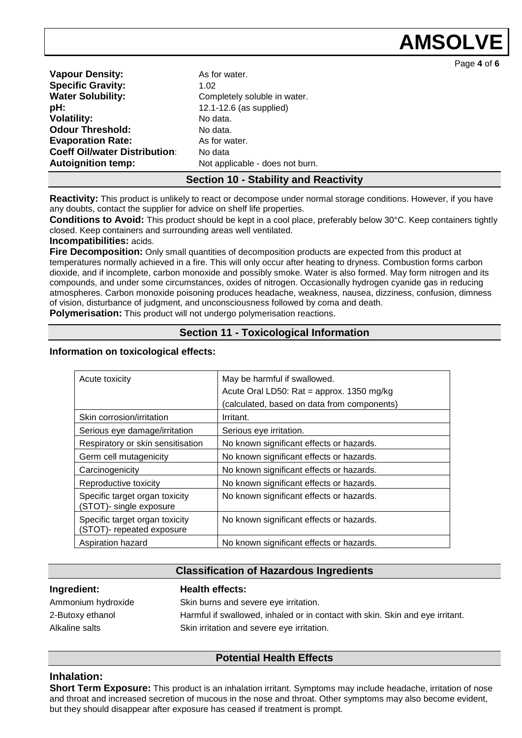**Vapour Density:** As for water.
**Specific Gravity:** 1.02
**Water Solubility:** Completely soluble in water.
**pH:** 12.1-12.6 (as supplied)
**Volatility:** No data.
**Odour Threshold:** No data.
**Evaporation Rate:** As for water.
**Coeff Oil/water Distribution**: No data
**Autoignition temp:** Not applicable - does not burn.

## Section 10 - Stability and Reactivity

**Reactivity:** This product is unlikely to react or decompose under normal storage conditions. However, if you have any doubts, contact the supplier for advice on shelf life properties.

**Conditions to Avoid:** This product should be kept in a cool place, preferably below 30°C. Keep containers tightly closed. Keep containers and surrounding areas well ventilated.

**Incompatibilities:** acids.

**Fire Decomposition:** Only small quantities of decomposition products are expected from this product at temperatures normally achieved in a fire. This will only occur after heating to dryness. Combustion forms carbon dioxide, and if incomplete, carbon monoxide and possibly smoke. Water is also formed. May form nitrogen and its compounds, and under some circumstances, oxides of nitrogen. Occasionally hydrogen cyanide gas in reducing atmospheres. Carbon monoxide poisoning produces headache, weakness, nausea, dizziness, confusion, dimness of vision, disturbance of judgment, and unconsciousness followed by coma and death.

**Polymerisation:** This product will not undergo polymerisation reactions.

## Section 11 - Toxicological Information

**Information on toxicological effects:**

| | |
|---|---|
| Acute toxicity | May be harmful if swallowed. Acute Oral LD50: Rat = approx. 1350 mg/kg (calculated, based on data from components) |
| Skin corrosion/irritation | Irritant. |
| Serious eye damage/irritation | Serious eye irritation. |
| Respiratory or skin sensitisation | No known significant effects or hazards. |
| Germ cell mutagenicity | No known significant effects or hazards. |
| Carcinogenicity | No known significant effects or hazards. |
| Reproductive toxicity | No known significant effects or hazards. |
| Specific target organ toxicity (STOT)- single exposure | No known significant effects or hazards. |
| Specific target organ toxicity (STOT)- repeated exposure | No known significant effects or hazards. |
| Aspiration hazard | No known significant effects or hazards. |

## Classification of Hazardous Ingredients

| **Ingredient:** | **Health effects:** |
|---|---|
| Ammonium hydroxide | Skin burns and severe eye irritation. |
| 2-Butoxy ethanol | Harmful if swallowed, inhaled or in contact with skin. Skin and eye irritant. |
| Alkaline salts | Skin irritation and severe eye irritation. |

## Potential Health Effects

### Inhalation:

**Short Term Exposure:** This product is an inhalation irritant. Symptoms may include headache, irritation of nose and throat and increased secretion of mucous in the nose and throat. Other symptoms may also become evident, but they should disappear after exposure has ceased if treatment is prompt.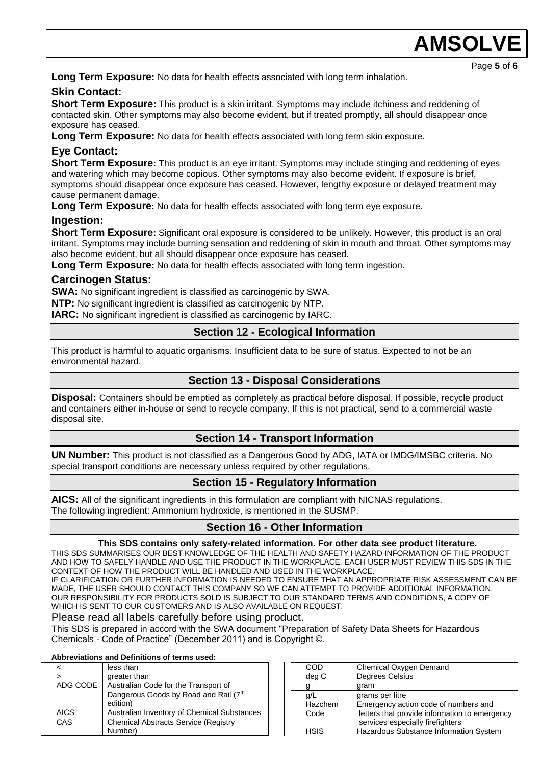**Long Term Exposure:** No data for health effects associated with long term inhalation.

### Skin Contact:

**Short Term Exposure:** This product is a skin irritant. Symptoms may include itchiness and reddening of contacted skin. Other symptoms may also become evident, but if treated promptly, all should disappear once exposure has ceased.

**Long Term Exposure:** No data for health effects associated with long term skin exposure.

### Eye Contact:

**Short Term Exposure:** This product is an eye irritant. Symptoms may include stinging and reddening of eyes and watering which may become copious. Other symptoms may also become evident. If exposure is brief, symptoms should disappear once exposure has ceased. However, lengthy exposure or delayed treatment may cause permanent damage.

**Long Term Exposure:** No data for health effects associated with long term eye exposure.

### Ingestion:

**Short Term Exposure:** Significant oral exposure is considered to be unlikely. However, this product is an oral irritant. Symptoms may include burning sensation and reddening of skin in mouth and throat. Other symptoms may also become evident, but all should disappear once exposure has ceased.

**Long Term Exposure:** No data for health effects associated with long term ingestion.

### Carcinogen Status:

**SWA:** No significant ingredient is classified as carcinogenic by SWA.

**NTP:** No significant ingredient is classified as carcinogenic by NTP.

**IARC:** No significant ingredient is classified as carcinogenic by IARC.

## Section 12 - Ecological Information

This product is harmful to aquatic organisms. Insufficient data to be sure of status. Expected to not be an environmental hazard.

## Section 13 - Disposal Considerations

**Disposal:** Containers should be emptied as completely as practical before disposal. If possible, recycle product and containers either in-house or send to recycle company. If this is not practical, send to a commercial waste disposal site.

## Section 14 - Transport Information

**UN Number:** This product is not classified as a Dangerous Good by ADG, IATA or IMDG/IMSBC criteria. No special transport conditions are necessary unless required by other regulations.

## Section 15 - Regulatory Information

**AICS:** All of the significant ingredients in this formulation are compliant with NICNAS regulations.
The following ingredient: Ammonium hydroxide, is mentioned in the SUSMP.

## Section 16 - Other Information

**This SDS contains only safety-related information. For other data see product literature.**

THIS SDS SUMMARISES OUR BEST KNOWLEDGE OF THE HEALTH AND SAFETY HAZARD INFORMATION OF THE PRODUCT AND HOW TO SAFELY HANDLE AND USE THE PRODUCT IN THE WORKPLACE. EACH USER MUST REVIEW THIS SDS IN THE CONTEXT OF HOW THE PRODUCT WILL BE HANDLED AND USED IN THE WORKPLACE.
IF CLARIFICATION OR FURTHER INFORMATION IS NEEDED TO ENSURE THAT AN APPROPRIATE RISK ASSESSMENT CAN BE MADE, THE USER SHOULD CONTACT THIS COMPANY SO WE CAN ATTEMPT TO PROVIDE ADDITIONAL INFORMATION.
OUR RESPONSIBILITY FOR PRODUCTS SOLD IS SUBJECT TO OUR STANDARD TERMS AND CONDITIONS, A COPY OF WHICH IS SENT TO OUR CUSTOMERS AND IS ALSO AVAILABLE ON REQUEST.

Please read all labels carefully before using product.

This SDS is prepared in accord with the SWA document "Preparation of Safety Data Sheets for Hazardous Chemicals - Code of Practice" (December 2011) and is Copyright ©.

**Abbreviations and Definitions of terms used:**

| | |
|---|---|
| < | less than |
| > | greater than |
| ADG CODE | Australian Code for the Transport of Dangerous Goods by Road and Rail (7th edition) |
| AICS | Australian Inventory of Chemical Substances |
| CAS | Chemical Abstracts Service (Registry Number) |
| COD | Chemical Oxygen Demand |
| deg C | Degrees Celsius |
| g | gram |
| g/L | grams per litre |
| Hazchem Code | Emergency action code of numbers and letters that provide information to emergency services especially firefighters |
| HSIS | Hazardous Substance Information System |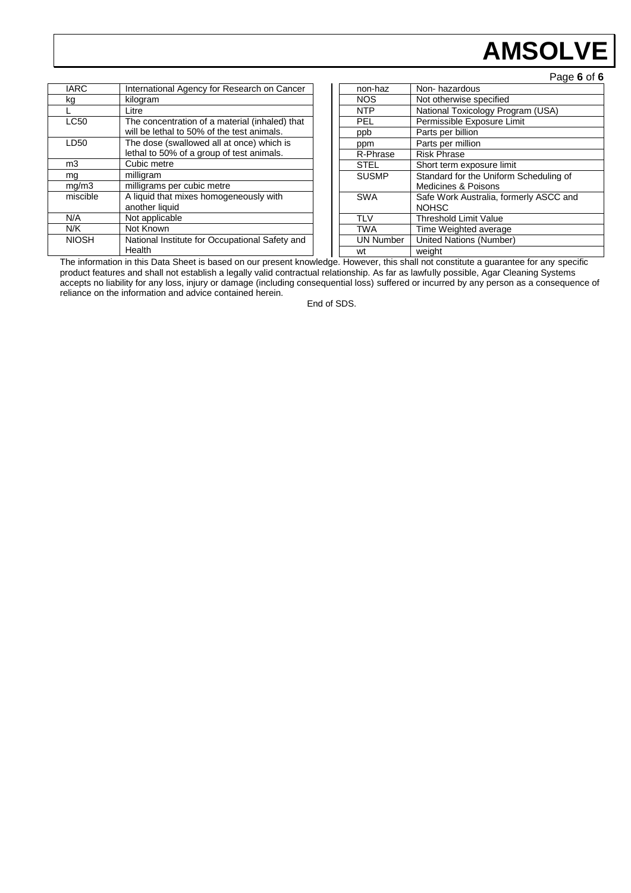| | |
|---|---|
| IARC | International Agency for Research on Cancer |
| kg | kilogram |
| L | Litre |
| LC50 | The concentration of a material (inhaled) that will be lethal to 50% of the test animals. |
| LD50 | The dose (swallowed all at once) which is lethal to 50% of a group of test animals. |
| m3 | Cubic metre |
| mg | milligram |
| mg/m3 | milligrams per cubic metre |
| miscible | A liquid that mixes homogeneously with another liquid |
| N/A | Not applicable |
| N/K | Not Known |
| NIOSH | National Institute for Occupational Safety and Health |

| | |
|---|---|
| non-haz | Non- hazardous |
| NOS | Not otherwise specified |
| NTP | National Toxicology Program (USA) |
| PEL | Permissible Exposure Limit |
| ppb | Parts per billion |
| ppm | Parts per million |
| R-Phrase | Risk Phrase |
| STEL | Short term exposure limit |
| SUSMP | Standard for the Uniform Scheduling of Medicines & Poisons |
| SWA | Safe Work Australia, formerly ASCC and NOHSC |
| TLV | Threshold Limit Value |
| TWA | Time Weighted average |
| UN Number | United Nations (Number) |
| wt | weight |

The information in this Data Sheet is based on our present knowledge. However, this shall not constitute a guarantee for any specific product features and shall not establish a legally valid contractual relationship. As far as lawfully possible, Agar Cleaning Systems accepts no liability for any loss, injury or damage (including consequential loss) suffered or incurred by any person as a consequence of reliance on the information and advice contained herein.

End of SDS.